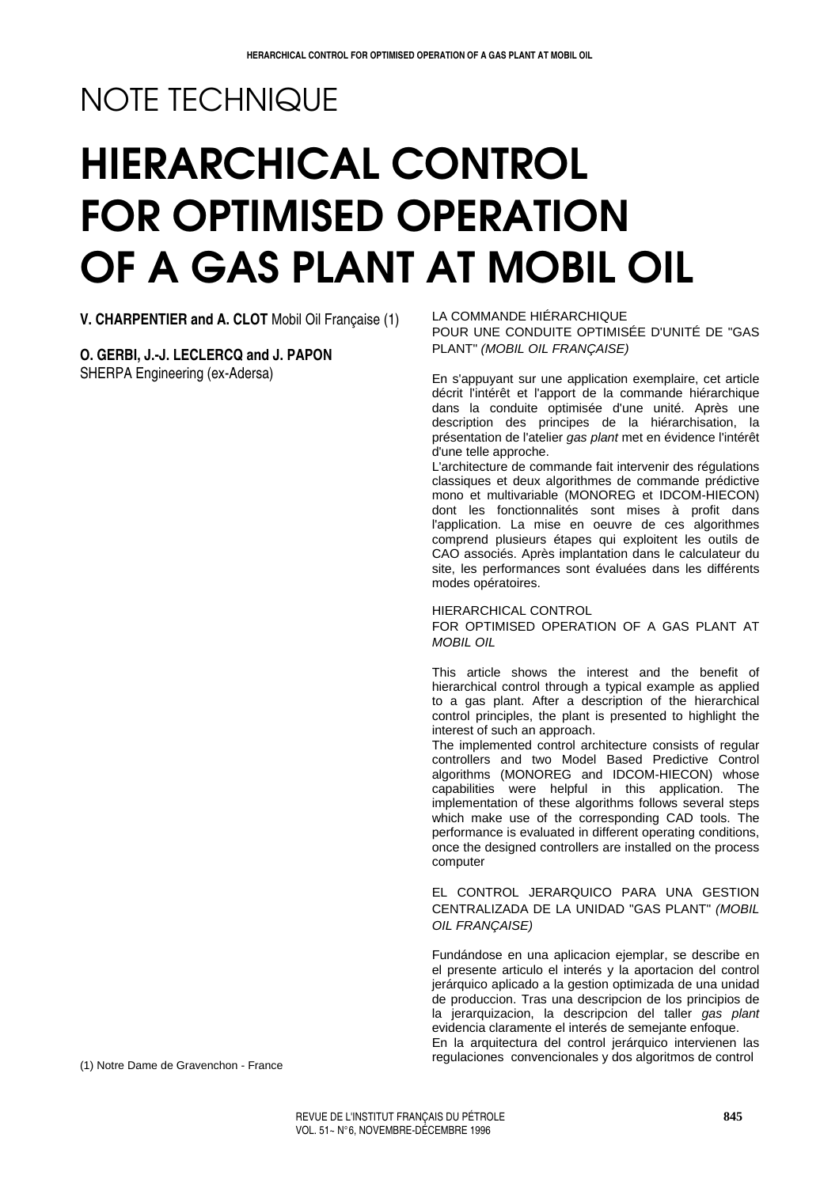NOTE TECHNIQUE

# HIERARCHICAL CONTROL FOR OPTIMISED OPERATION OF A GAS PLANT AT MOBIL OIL

**V. CHARPENTIER and A. CLOT** Mobil Oil Française (1)

**O. GERBI, J.-J. LECLERCQ and J. PAPON**
SHERPA Engineering (ex-Adersa)

LA COMMANDE HIÉRARCHIQUE
POUR UNE CONDUITE OPTIMISÉE D'UNITÉ DE "GAS PLANT" *(MOBIL OIL FRANÇAISE)*

En s'appuyant sur une application exemplaire, cet article décrit l'intérêt et l'apport de la commande hiérarchique dans la conduite optimisée d'une unité. Après une description des principes de la hiérarchisation, la présentation de l'atelier *gas plant* met en évidence l'intérêt d'une telle approche.
L'architecture de commande fait intervenir des régulations classiques et deux algorithmes de commande prédictive mono et multivariable (MONOREG et IDCOM-HIECON) dont les fonctionnalités sont mises à profit dans l'application. La mise en oeuvre de ces algorithmes comprend plusieurs étapes qui exploitent les outils de CAO associés. Après implantation dans le calculateur du site, les performances sont évaluées dans les différents modes opératoires.

HIERARCHICAL CONTROL
FOR OPTIMISED OPERATION OF A GAS PLANT AT *MOBIL OIL*

This article shows the interest and the benefit of hierarchical control through a typical example as applied to a gas plant. After a description of the hierarchical control principles, the plant is presented to highlight the interest of such an approach.
The implemented control architecture consists of regular controllers and two Model Based Predictive Control algorithms (MONOREG and IDCOM-HIECON) whose capabilities were helpful in this application. The implementation of these algorithms follows several steps which make use of the corresponding CAD tools. The performance is evaluated in different operating conditions, once the designed controllers are installed on the process computer

EL CONTROL JERARQUICO PARA UNA GESTION CENTRALIZADA DE LA UNIDAD "GAS PLANT" *(MOBIL OIL FRANÇAISE)*

Fundándose en una aplicacion ejemplar, se describe en el presente articulo el interés y la aportacion del control jerárquico aplicado a la gestion optimizada de una unidad de produccion. Tras una descripcion de los principios de la jerarquizacion, la descripcion del taller *gas plant* evidencia claramente el interés de semejante enfoque.
En la arquitectura del control jerárquico intervienen las regulaciones convencionales y dos algoritmos de control

(1) Notre Dame de Gravenchon - France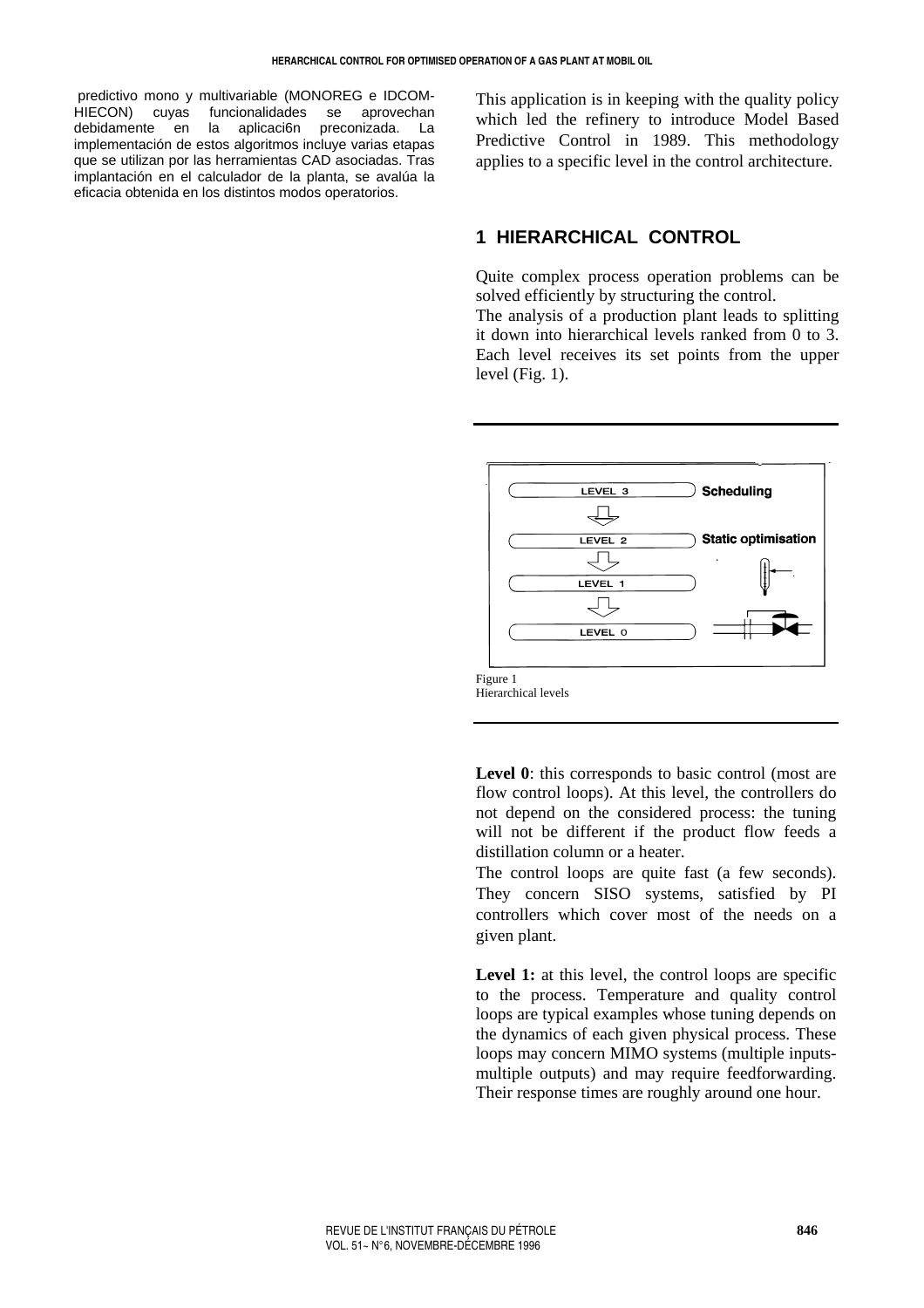predictivo mono y multivariable (MONOREG e IDCOM-HIECON) cuyas funcionalidades se aprovechan debidamente en la aplicaci6n preconizada. La implementación de estos algoritmos incluye varias etapas que se utilizan por las herramientas CAD asociadas. Tras implantación en el calculador de la planta, se avalúa la eficacia obtenida en los distintos modos operatorios.

This application is in keeping with the quality policy which led the refinery to introduce Model Based Predictive Control in 1989. This methodology applies to a specific level in the control architecture.

## 1 HIERARCHICAL CONTROL

Quite complex process operation problems can be solved efficiently by structuring the control.
The analysis of a production plant leads to splitting it down into hierarchical levels ranked from 0 to 3. Each level receives its set points from the upper level (Fig. 1).

LEVEL 3 — Scheduling

LEVEL 2 — Static optimisation

LEVEL 1

LEVEL 0

Figure 1
Hierarchical levels

**Level 0**: this corresponds to basic control (most are flow control loops). At this level, the controllers do not depend on the considered process: the tuning will not be different if the product flow feeds a distillation column or a heater.
The control loops are quite fast (a few seconds). They concern SISO systems, satisfied by PI controllers which cover most of the needs on a given plant.

**Level 1:** at this level, the control loops are specific to the process. Temperature and quality control loops are typical examples whose tuning depends on the dynamics of each given physical process. These loops may concern MIMO systems (multiple inputs-multiple outputs) and may require feedforwarding. Their response times are roughly around one hour.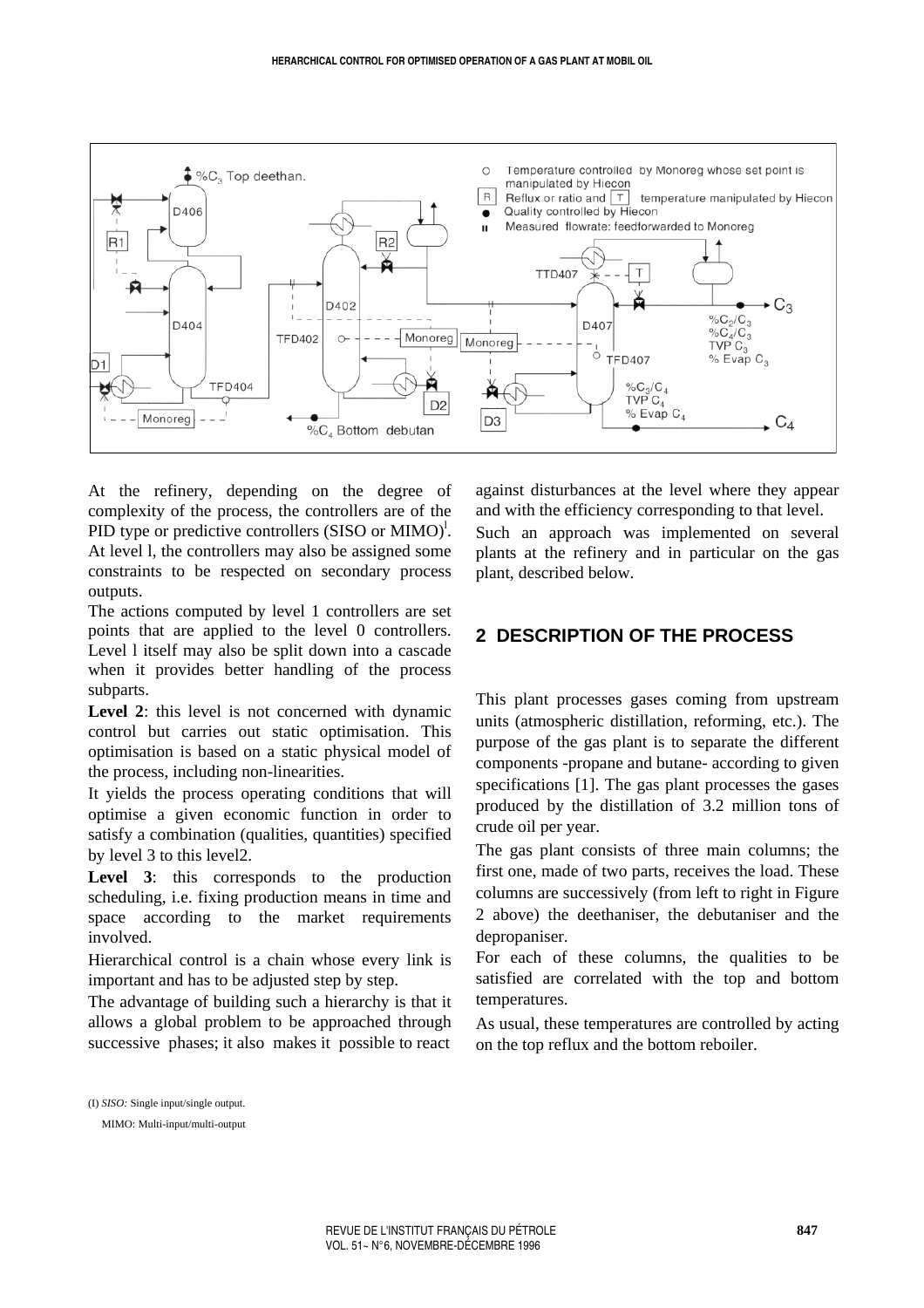At the refinery, depending on the degree of complexity of the process, the controllers are of the PID type or predictive controllers (SISO or MIMO)[1]. At level l, the controllers may also be assigned some constraints to be respected on secondary process outputs.

The actions computed by level 1 controllers are set points that are applied to the level 0 controllers. Level l itself may also be split down into a cascade when it provides better handling of the process subparts.

**Level 2**: this level is not concerned with dynamic control but carries out static optimisation. This optimisation is based on a static physical model of the process, including non-linearities.

It yields the process operating conditions that will optimise a given economic function in order to satisfy a combination (qualities, quantities) specified by level 3 to this level2.

**Level 3**: this corresponds to the production scheduling, i.e. fixing production means in time and space according to the market requirements involved.

Hierarchical control is a chain whose every link is important and has to be adjusted step by step.

The advantage of building such a hierarchy is that it allows a global problem to be approached through successive phases; it also makes it possible to react against disturbances at the level where they appear and with the efficiency corresponding to that level.

Such an approach was implemented on several plants at the refinery and in particular on the gas plant, described below.

## 2 DESCRIPTION OF THE PROCESS

This plant processes gases coming from upstream units (atmospheric distillation, reforming, etc.). The purpose of the gas plant is to separate the different components -propane and butane- according to given specifications [1]. The gas plant processes the gases produced by the distillation of 3.2 million tons of crude oil per year.

The gas plant consists of three main columns; the first one, made of two parts, receives the load. These columns are successively (from left to right in Figure 2 above) the deethaniser, the debutaniser and the depropaniser.

For each of these columns, the qualities to be satisfied are correlated with the top and bottom temperatures.

As usual, these temperatures are controlled by acting on the top reflux and the bottom reboiler.

(I) *SISO:* Single input/single output.

MIMO: Multi-input/multi-output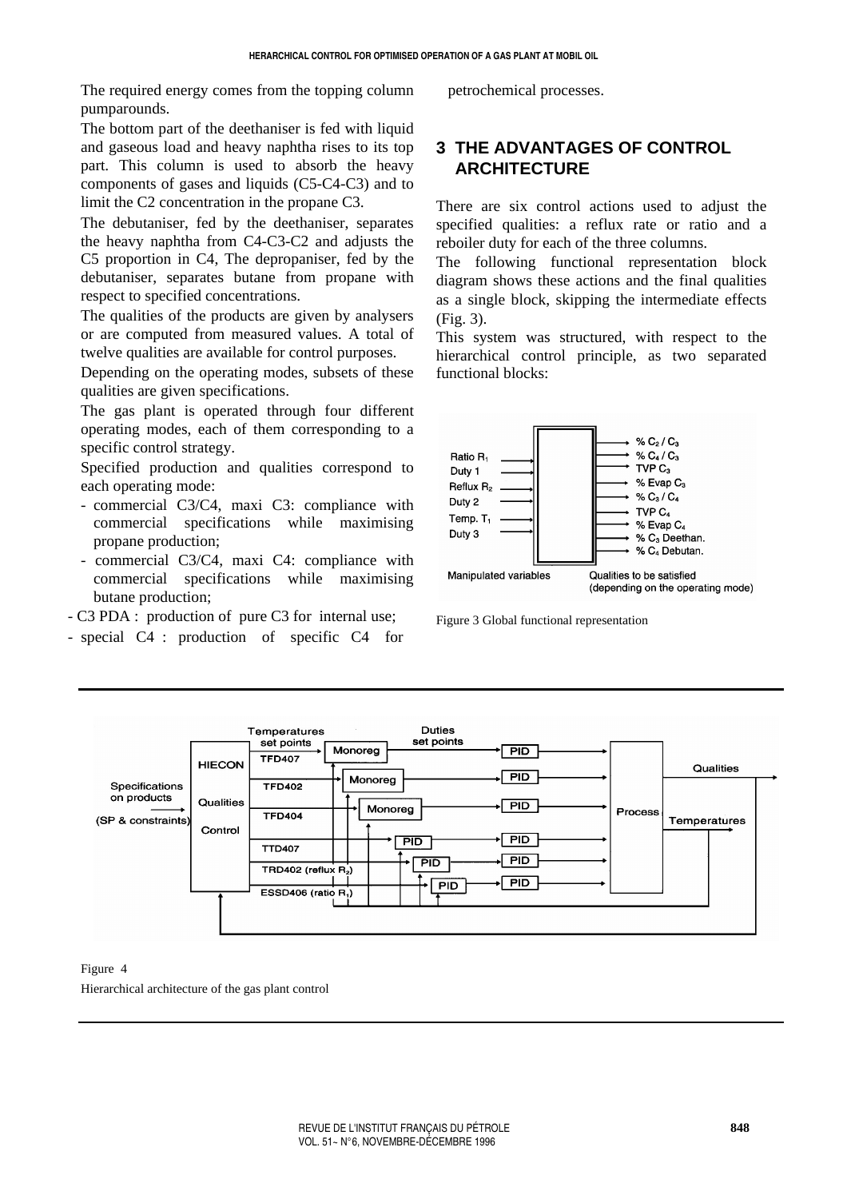The required energy comes from the topping column pumparounds.

The bottom part of the deethaniser is fed with liquid and gaseous load and heavy naphtha rises to its top part. This column is used to absorb the heavy components of gases and liquids (C5-C4-C3) and to limit the C2 concentration in the propane C3.

The debutaniser, fed by the deethaniser, separates the heavy naphtha from C4-C3-C2 and adjusts the C5 proportion in C4, The depropaniser, fed by the debutaniser, separates butane from propane with respect to specified concentrations.

The qualities of the products are given by analysers or are computed from measured values. A total of twelve qualities are available for control purposes.

Depending on the operating modes, subsets of these qualities are given specifications.

The gas plant is operated through four different operating modes, each of them corresponding to a specific control strategy.

Specified production and qualities correspond to each operating mode:

- commercial C3/C4, maxi C3: compliance with commercial specifications while maximising propane production;
- commercial C3/C4, maxi C4: compliance with commercial specifications while maximising butane production;
- C3 PDA : production of pure C3 for internal use;
- special C4 : production of specific C4 for petrochemical processes.

## 3 THE ADVANTAGES OF CONTROL ARCHITECTURE

There are six control actions used to adjust the specified qualities: a reflux rate or ratio and a reboiler duty for each of the three columns.

The following functional representation block diagram shows these actions and the final qualities as a single block, skipping the intermediate effects (Fig. 3).

This system was structured, with respect to the hierarchical control principle, as two separated functional blocks:

Figure 3 Global functional representation

Figure 4

Hierarchical architecture of the gas plant control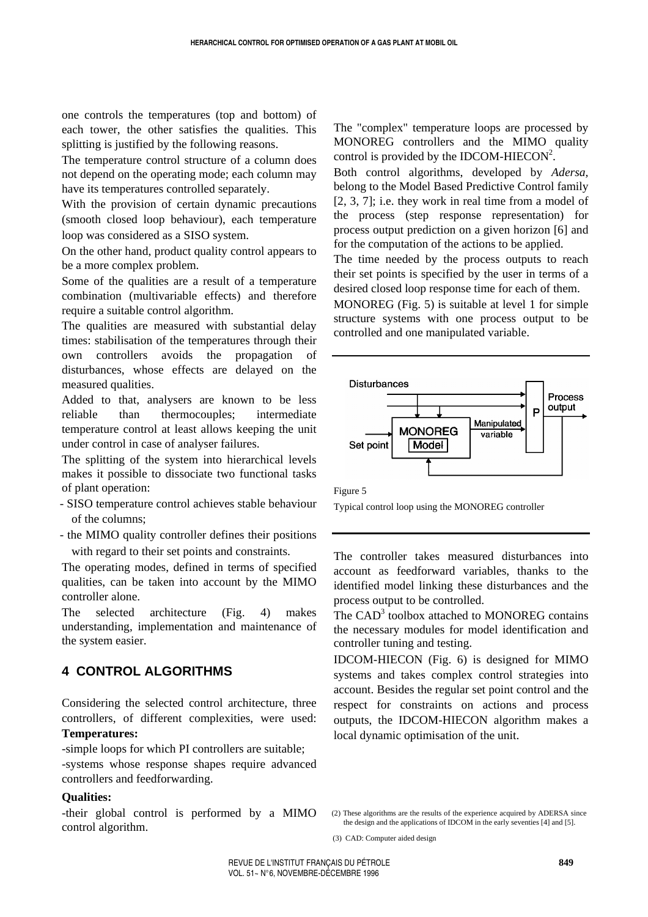one controls the temperatures (top and bottom) of each tower, the other satisfies the qualities. This splitting is justified by the following reasons.

The temperature control structure of a column does not depend on the operating mode; each column may have its temperatures controlled separately.

With the provision of certain dynamic precautions (smooth closed loop behaviour), each temperature loop was considered as a SISO system.

On the other hand, product quality control appears to be a more complex problem.

Some of the qualities are a result of a temperature combination (multivariable effects) and therefore require a suitable control algorithm.

The qualities are measured with substantial delay times: stabilisation of the temperatures through their own controllers avoids the propagation of disturbances, whose effects are delayed on the measured qualities.

Added to that, analysers are known to be less reliable than thermocouples; intermediate temperature control at least allows keeping the unit under control in case of analyser failures.

The splitting of the system into hierarchical levels makes it possible to dissociate two functional tasks of plant operation:

- SISO temperature control achieves stable behaviour of the columns;
- the MIMO quality controller defines their positions with regard to their set points and constraints.

The operating modes, defined in terms of specified qualities, can be taken into account by the MIMO controller alone.

The selected architecture (Fig. 4) makes understanding, implementation and maintenance of the system easier.

## 4 CONTROL ALGORITHMS

Considering the selected control architecture, three controllers, of different complexities, were used:

**Temperatures:**

-simple loops for which PI controllers are suitable;

-systems whose response shapes require advanced controllers and feedforwarding.

**Qualities:**

-their global control is performed by a MIMO control algorithm.

The "complex" temperature loops are processed by MONOREG controllers and the MIMO quality control is provided by the IDCOM-HIECON[2].

Both control algorithms, developed by *Adersa,* belong to the Model Based Predictive Control family [2, 3, 7]; i.e. they work in real time from a model of the process (step response representation) for process output prediction on a given horizon [6] and for the computation of the actions to be applied.

The time needed by the process outputs to reach their set points is specified by the user in terms of a desired closed loop response time for each of them.

MONOREG (Fig. 5) is suitable at level 1 for simple structure systems with one process output to be controlled and one manipulated variable.

Figure 5

Typical control loop using the MONOREG controller

The controller takes measured disturbances into account as feedforward variables, thanks to the identified model linking these disturbances and the process output to be controlled.

The CAD[3] toolbox attached to MONOREG contains the necessary modules for model identification and controller tuning and testing.

IDCOM-HIECON (Fig. 6) is designed for MIMO systems and takes complex control strategies into account. Besides the regular set point control and the respect for constraints on actions and process outputs, the IDCOM-HIECON algorithm makes a local dynamic optimisation of the unit.

(2) These algorithms are the results of the experience acquired by ADERSA since the design and the applications of IDCOM in the early seventies [4] and [5].

(3) CAD: Computer aided design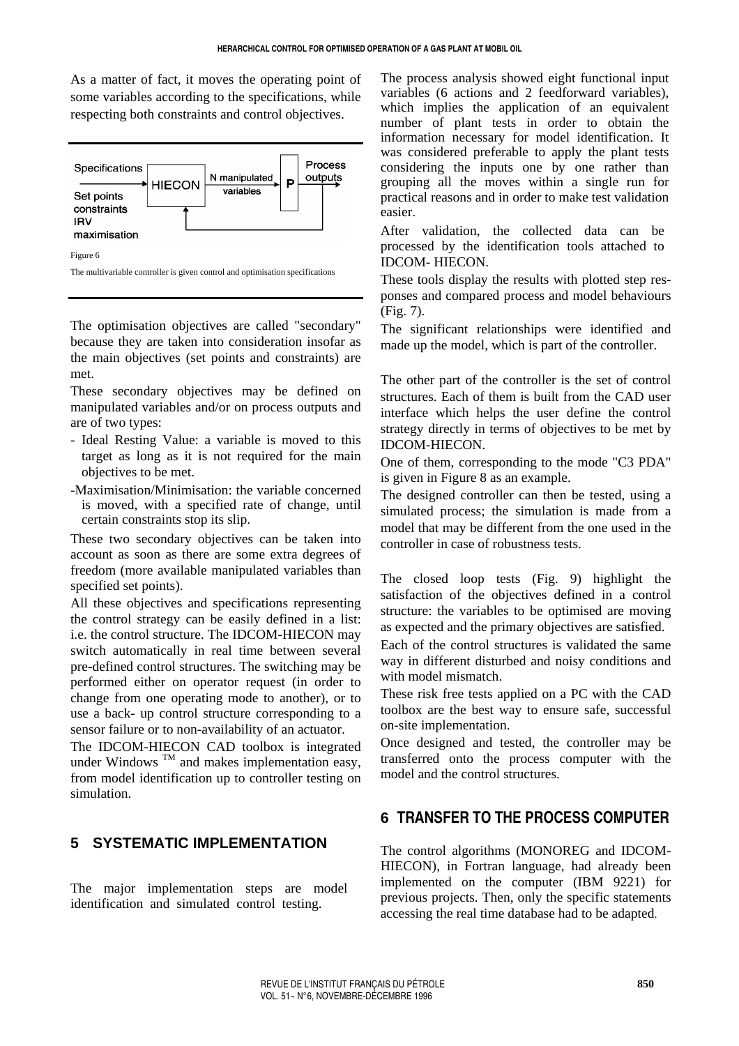As a matter of fact, it moves the operating point of some variables according to the specifications, while respecting both constraints and control objectives.

Figure 6

The multivariable controller is given control and optimisation specifications

The optimisation objectives are called "secondary" because they are taken into consideration insofar as the main objectives (set points and constraints) are met.

These secondary objectives may be defined on manipulated variables and/or on process outputs and are of two types:

- Ideal Resting Value: a variable is moved to this target as long as it is not required for the main objectives to be met.
- Maximisation/Minimisation: the variable concerned is moved, with a specified rate of change, until certain constraints stop its slip.

These two secondary objectives can be taken into account as soon as there are some extra degrees of freedom (more available manipulated variables than specified set points).

All these objectives and specifications representing the control strategy can be easily defined in a list: i.e. the control structure. The IDCOM-HIECON may switch automatically in real time between several pre-defined control structures. The switching may be performed either on operator request (in order to change from one operating mode to another), or to use a back- up control structure corresponding to a sensor failure or to non-availability of an actuator.

The IDCOM-HIECON CAD toolbox is integrated under Windows ™ and makes implementation easy, from model identification up to controller testing on simulation.

## 5 SYSTEMATIC IMPLEMENTATION

The major implementation steps are model identification and simulated control testing.

The process analysis showed eight functional input variables (6 actions and 2 feedforward variables), which implies the application of an equivalent number of plant tests in order to obtain the information necessary for model identification. It was considered preferable to apply the plant tests considering the inputs one by one rather than grouping all the moves within a single run for practical reasons and in order to make test validation easier.

After validation, the collected data can be processed by the identification tools attached to IDCOM- HIECON.

These tools display the results with plotted step responses and compared process and model behaviours (Fig. 7).

The significant relationships were identified and made up the model, which is part of the controller.

The other part of the controller is the set of control structures. Each of them is built from the CAD user interface which helps the user define the control strategy directly in terms of objectives to be met by IDCOM-HIECON.

One of them, corresponding to the mode "C3 PDA" is given in Figure 8 as an example.

The designed controller can then be tested, using a simulated process; the simulation is made from a model that may be different from the one used in the controller in case of robustness tests.

The closed loop tests (Fig. 9) highlight the satisfaction of the objectives defined in a control structure: the variables to be optimised are moving as expected and the primary objectives are satisfied.

Each of the control structures is validated the same way in different disturbed and noisy conditions and with model mismatch.

These risk free tests applied on a PC with the CAD toolbox are the best way to ensure safe, successful on-site implementation.

Once designed and tested, the controller may be transferred onto the process computer with the model and the control structures.

## 6 TRANSFER TO THE PROCESS COMPUTER

The control algorithms (MONOREG and IDCOM-HIECON), in Fortran language, had already been implemented on the computer (IBM 9221) for previous projects. Then, only the specific statements accessing the real time database had to be adapted.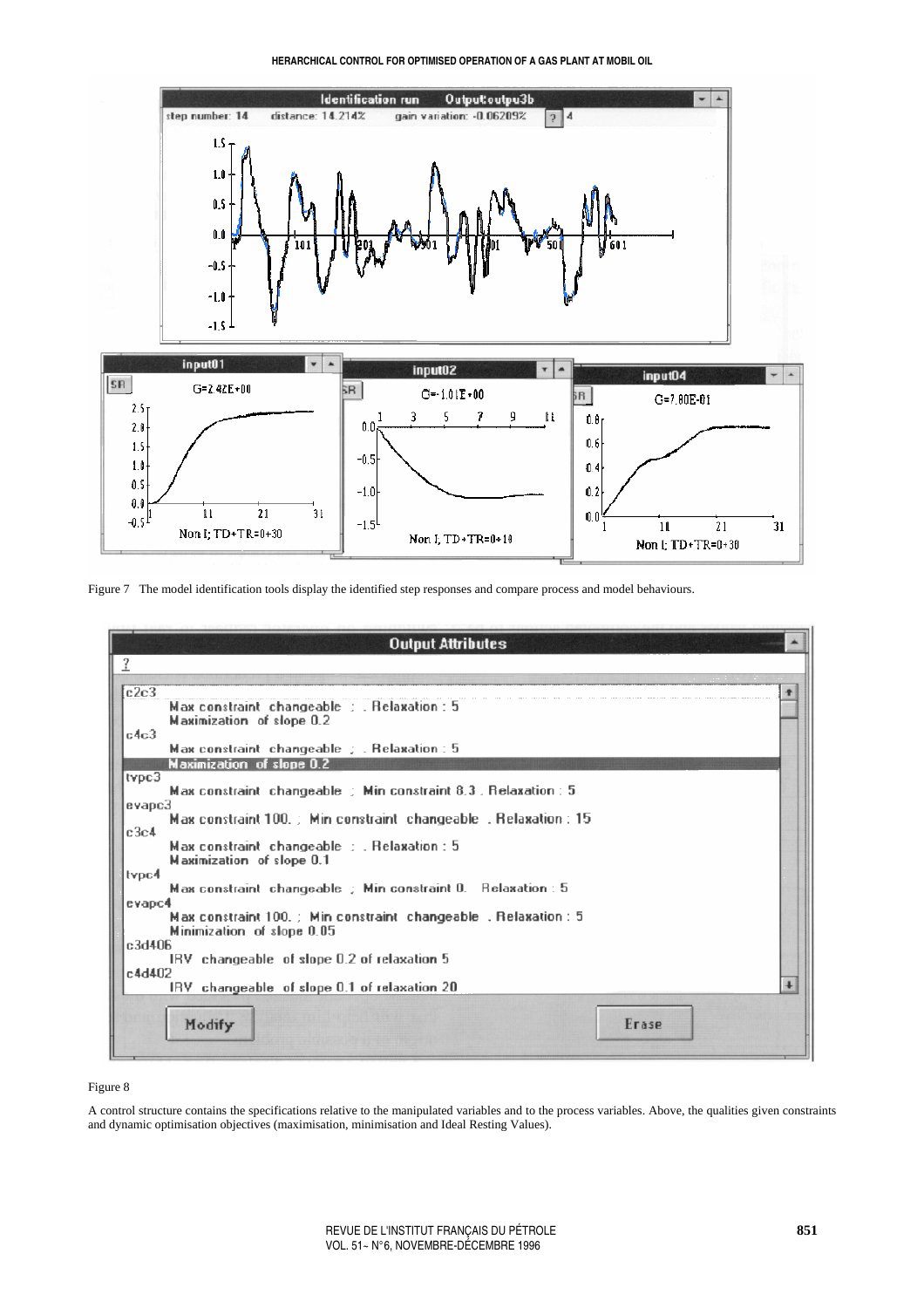Figure 7 The model identification tools display the identified step responses and compare process and model behaviours.

Figure 8

A control structure contains the specifications relative to the manipulated variables and to the process variables. Above, the qualities given constraints and dynamic optimisation objectives (maximisation, minimisation and Ideal Resting Values).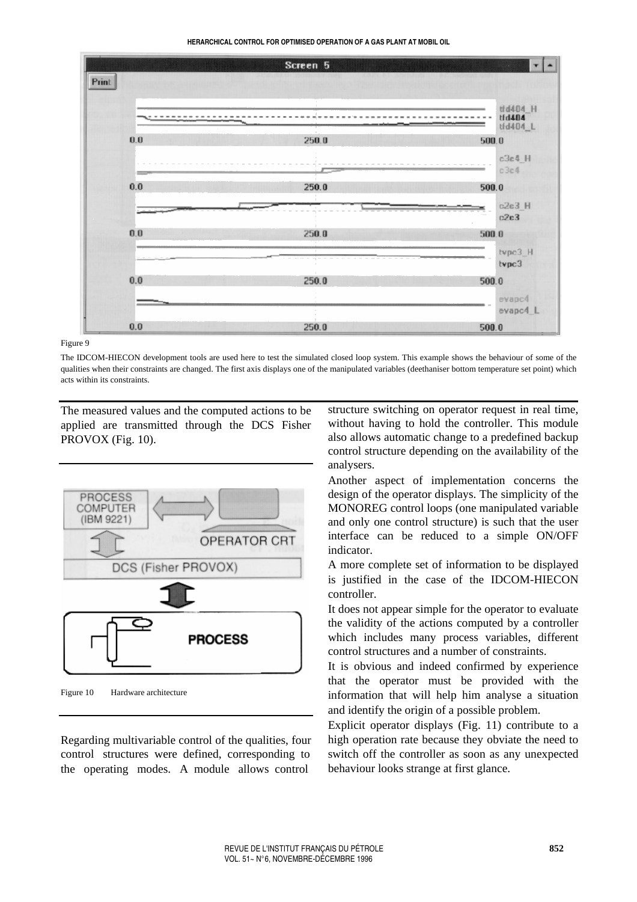Figure 9

The IDCOM-HIECON development tools are used here to test the simulated closed loop system. This example shows the behaviour of some of the qualities when their constraints are changed. The first axis displays one of the manipulated variables (deethaniser bottom temperature set point) which acts within its constraints.

The measured values and the computed actions to be applied are transmitted through the DCS Fisher PROVOX (Fig. 10).

Figure 10 Hardware architecture

Regarding multivariable control of the qualities, four control structures were defined, corresponding to the operating modes. A module allows control structure switching on operator request in real time, without having to hold the controller. This module also allows automatic change to a predefined backup control structure depending on the availability of the analysers.

Another aspect of implementation concerns the design of the operator displays. The simplicity of the MONOREG control loops (one manipulated variable and only one control structure) is such that the user interface can be reduced to a simple ON/OFF indicator.

A more complete set of information to be displayed is justified in the case of the IDCOM-HIECON controller.

It does not appear simple for the operator to evaluate the validity of the actions computed by a controller which includes many process variables, different control structures and a number of constraints.

It is obvious and indeed confirmed by experience that the operator must be provided with the information that will help him analyse a situation and identify the origin of a possible problem.

Explicit operator displays (Fig. 11) contribute to a high operation rate because they obviate the need to switch off the controller as soon as any unexpected behaviour looks strange at first glance.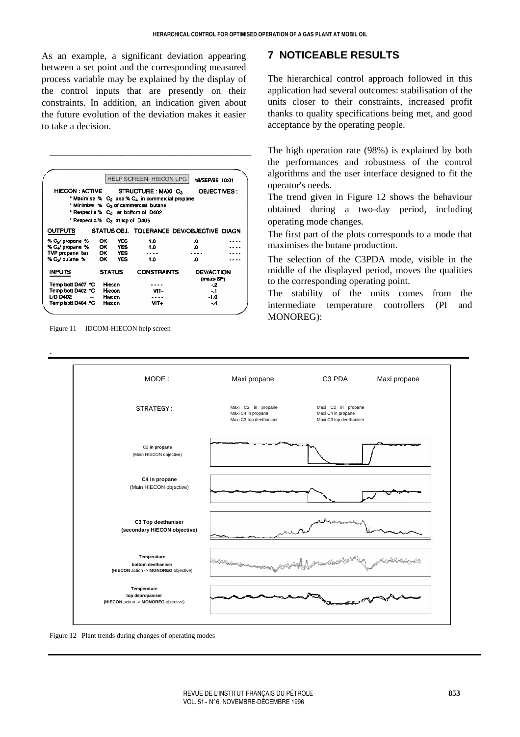As an example, a significant deviation appearing between a set point and the corresponding measured process variable may be explained by the display of the control inputs that are presently on their constraints. In addition, an indication given about the future evolution of the deviation makes it easier to take a decision.

Figure 11 IDCOM-HIECON help screen

## 7 NOTICEABLE RESULTS

The hierarchical control approach followed in this application had several outcomes: stabilisation of the units closer to their constraints, increased profit thanks to quality specifications being met, and good acceptance by the operating people.

The high operation rate (98%) is explained by both the performances and robustness of the control algorithms and the user interface designed to fit the operator's needs.

The trend given in Figure 12 shows the behaviour obtained during a two-day period, including operating mode changes.

The first part of the plots corresponds to a mode that maximises the butane production.

The selection of the C3PDA mode, visible in the middle of the displayed period, moves the qualities to the corresponding operating point.

The stability of the units comes from the intermediate temperature controllers (PI and MONOREG):

Figure 12 Plant trends during changes of operating modes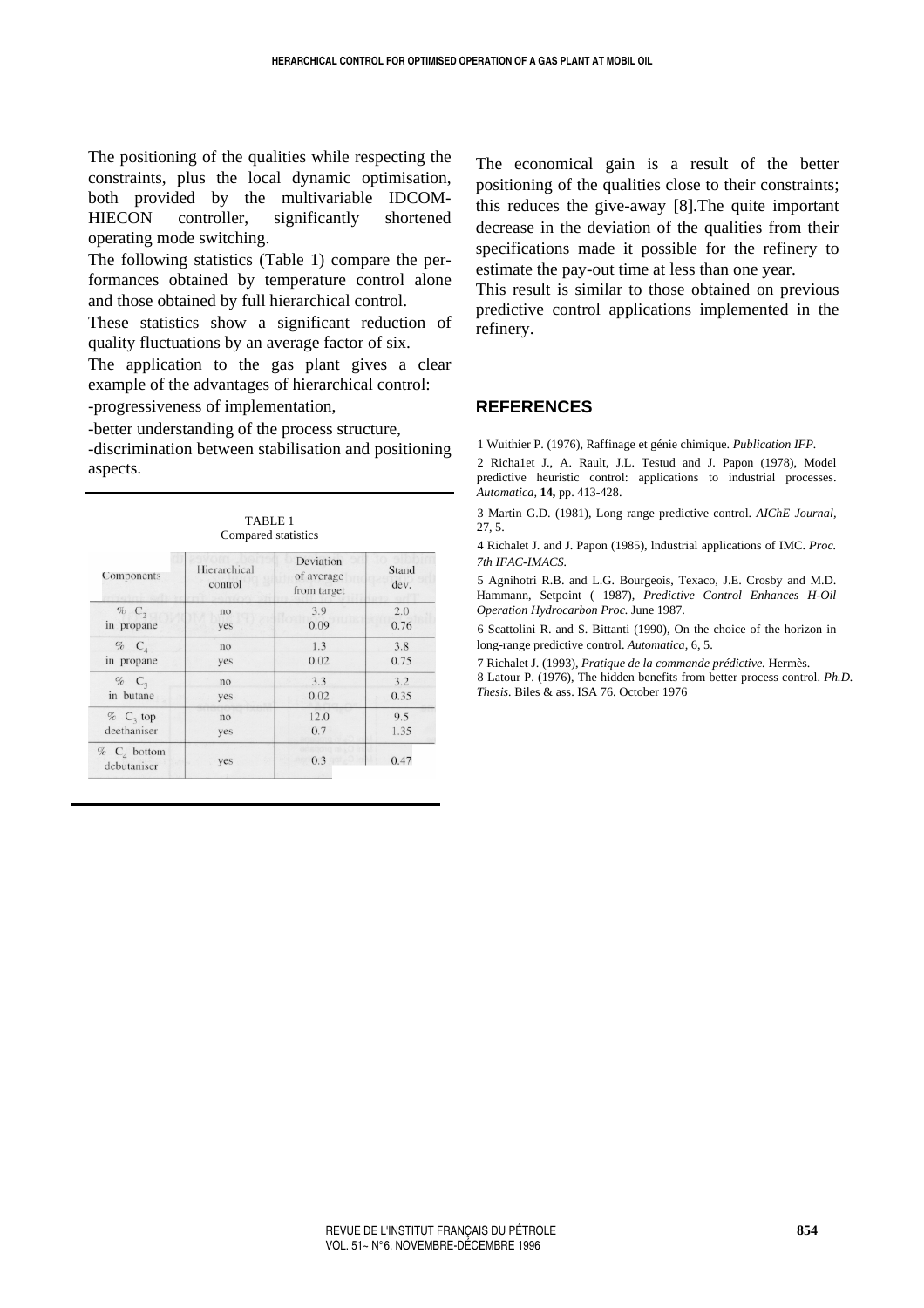The positioning of the qualities while respecting the constraints, plus the local dynamic optimisation, both provided by the multivariable IDCOM-HIECON controller, significantly shortened operating mode switching.

The following statistics (Table 1) compare the performances obtained by temperature control alone and those obtained by full hierarchical control.

These statistics show a significant reduction of quality fluctuations by an average factor of six.

The application to the gas plant gives a clear example of the advantages of hierarchical control:

-progressiveness of implementation,

-better understanding of the process structure,

-discrimination between stabilisation and positioning aspects.

TABLE 1
Compared statistics

| Components | Hierarchical control | Deviation of average from target | Stand dev. |
|---|---|---|---|
| % $C_2$ in propane | no | 3.9 | 2.0 |
| | yes | 0.09 | 0.76 |
| % $C_4$ in propane | no | 1.3 | 3.8 |
| | yes | 0.02 | 0.75 |
| % $C_3$ in butane | no | 3.3 | 3.2 |
| | yes | 0.02 | 0.35 |
| % $C_3$ top deethaniser | no | 12.0 | 9.5 |
| | yes | 0.7 | 1.35 |
| % $C_4$ bottom debutaniser | yes | 0.3 | 0.47 |

The economical gain is a result of the better positioning of the qualities close to their constraints; this reduces the give-away [8].The quite important decrease in the deviation of the qualities from their specifications made it possible for the refinery to estimate the pay-out time at less than one year.

This result is similar to those obtained on previous predictive control applications implemented in the refinery.

## REFERENCES

1 Wuithier P. (1976), Raffinage et génie chimique. *Publication IFP.*

2 Richa1et J., A. Rault, J.L. Testud and J. Papon (1978), Model predictive heuristic control: applications to industrial processes. *Automatica,* **14,** pp. 413-428.

3 Martin G.D. (1981), Long range predictive control. *AIChE Journal,* 27, 5.

4 Richalet J. and J. Papon (1985), lndustrial applications of IMC. *Proc. 7th IFAC-IMACS.*

5 Agnihotri R.B. and L.G. Bourgeois, Texaco, J.E. Crosby and M.D. Hammann, Setpoint ( 1987), *Predictive Control Enhances H-Oil Operation Hydrocarbon Proc.* June 1987.

6 Scattolini R. and S. Bittanti (1990), On the choice of the horizon in long-range predictive control. *Automatica,* 6, 5.

7 Richalet J. (1993), *Pratique de la commande prédictive.* Hermès.

8 Latour P. (1976), The hidden benefits from better process control. *Ph.D. Thesis.* Biles & ass. ISA 76. October 1976